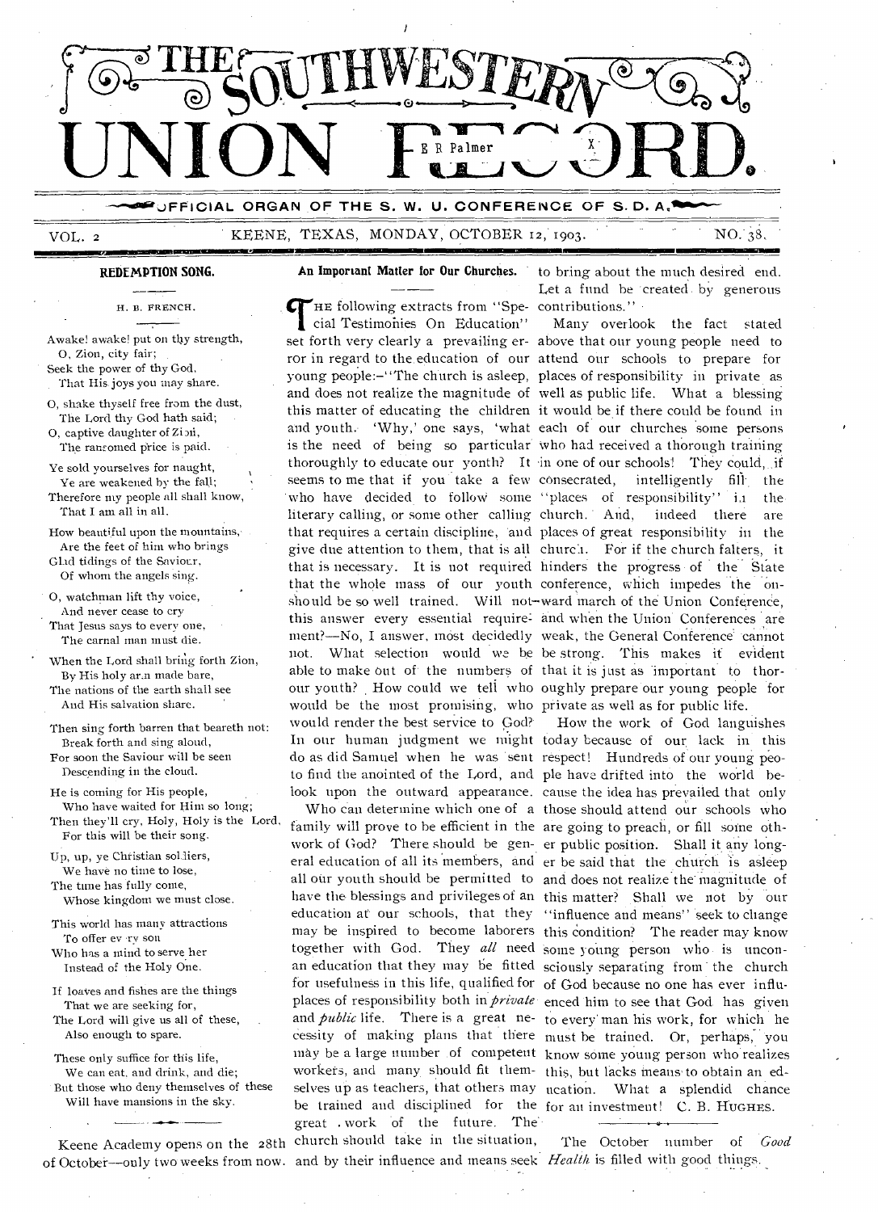# THE SOUTHWESTERN UNION RECORD.

OFFICIAL ORGAN OF THE S. W. U. CONFERENCE OF S. D. A.

VOL. 2 KEENE, TEXAS, MONDAY, OCTOBER 12, 1903. NO. 38.

## REDEMPTION SONG.

H. B. FRENCH.

Awake! awake! put on thy strength,
O, Zion, city fair;
Seek the power of thy God,
That His joys you may share.

O, shake thyself free from the dust,
The Lord thy God hath said;
O, captive daughter of Zion,
The ransomed price is paid.

Ye sold yourselves for naught,
Ye are weakened by the fall;
Therefore my people all shall know,
That I am all in all.

How beautiful upon the mountains,
Are the feet of him who brings
Glad tidings of the Saviour,
Of whom the angels sing.

O, watchman lift thy voice,
And never cease to cry
That Jesus says to every one,
The carnal man must die.

When the Lord shall bring forth Zion,
By His holy arm made bare,
The nations of the earth shall see
And His salvation share.

Then sing forth barren that beareth not:
Break forth and sing aloud,
For soon the Saviour will be seen
Descending in the cloud.

He is coming for His people,
Who have waited for Him so long;
Then they'll cry, Holy, Holy is the Lord,
For this will be their song.

Up, up, ye Christian soldiers,
We have no time to lose,
The time has fully come,
Whose kingdom we must close.

This world has many attractions
To offer every son
Who has a mind to serve her
Instead of the Holy One.

If loaves and fishes are the things
That we are seeking for,
The Lord will give us all of these,
Also enough to spare.

These only suffice for this life,
We can eat, and drink, and die;
But those who deny themselves of these
Will have mansions in the sky.

---

Keene Academy opens on the 28th of October—only two weeks from now.

## An Important Matter for Our Churches.

THE following extracts from "Special Testimonies On Education" set forth very clearly a prevailing error in regard to the education of our young people:—"The church is asleep, and does not realize the magnitude of this matter of educating the children and youth. 'Why,' one says, 'what is the need of being so particular thoroughly to educate our youth? It seems to me that if you take a few who have decided to follow some literary calling, or some other calling that requires a certain discipline, and give due attention to them, that is all that is necessary. It is not required that the whole mass of our youth should be so well trained. Will not this answer every essential requirement?—No, I answer, most decidedly not. What selection would we be able to make out of the numbers of our youth? How could we tell who would be the most promising, who would render the best service to God? In our human judgment we might do as did Samuel when he was sent to find the anointed of the Lord, and look upon the outward appearance.

Who can determine which one of a family will prove to be efficient in the work of God? There should be general education of all its members, and all our youth should be permitted to have the blessings and privileges of an education at our schools, that they may be inspired to become laborers together with God. They *all* need an education that they may be fitted for usefulness in this life, qualified for places of responsibility both in *private* and *public* life. There is a great necessity of making plans that there may be a large number of competent workers, and many should fit themselves up as teachers, that others may be trained and disciplined for the great work of the future. The church should take in the situation, and by their influence and means seek to bring about the much desired end. Let a fund be created by generous contributions."

Many overlook the fact stated above that our young people need to attend our schools to prepare for places of responsibility in private as well as public life. What a blessing it would be if there could be found in each of our churches some persons who had received a thorough training in one of our schools! They could, if consecrated, intelligently fill the "places of responsibility" in the church. And, indeed there are places of great responsibility in the church. For if the church falters, it hinders the progress of the State conference, which impedes the onward march of the Union Conference, and when the Union Conferences are weak, the General Conference cannot be strong. This makes it evident that it is just as important to thoroughly prepare our young people for private as well as for public life.

How the work of God languishes today because of our lack in this respect! Hundreds of our young people have drifted into the world because the idea has prevailed that only those should attend our schools who are going to preach, or fill some other public position. Shall it any longer be said that the church is asleep and does not realize the magnitude of this matter? Shall we not by our "influence and means" seek to change this condition? The reader may know some young person who is unconsciously separating from the church of God because no one has ever influenced him to see that God has given to every man his work, for which he must be trained. Or, perhaps, you know some young person who realizes this, but lacks means to obtain an education. What a splendid chance for an investment! C. B. HUGHES.

---

The October number of *Good Health* is filled with good things.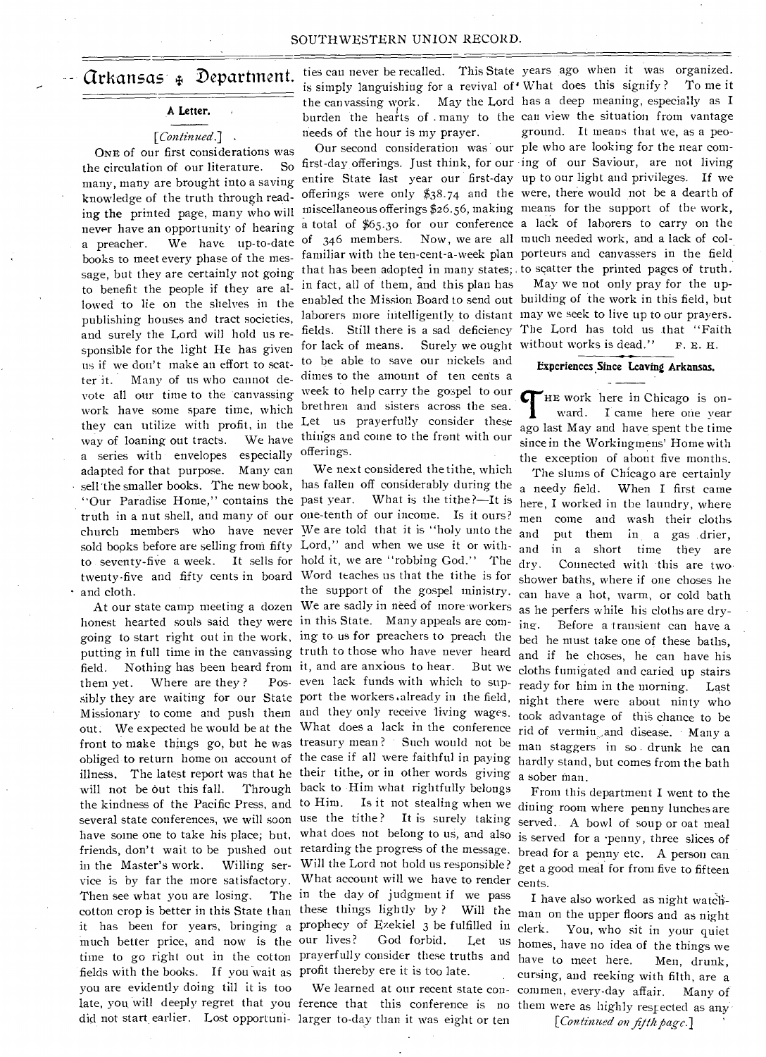# Arkansas Department.

## A Letter.

*[Continued.]*

ONE of our first considerations was the circulation of our literature. So many, many are brought into a saving knowledge of the truth through reading the printed page, many who will never have an opportunity of hearing a preacher. We have up-to-date books to meet every phase of the message, but they are certainly not going to benefit the people if they are allowed to lie on the shelves in the publishing houses and tract societies, and surely the Lord will hold us responsible for the light He has given us if we don't make an effort to scatter it. Many of us who cannot devote all our time to the canvassing work have some spare time, which they can utilize with profit, in the way of loaning out tracts. We have a series with envelopes especially adapted for that purpose. Many can sell the smaller books. The new book, "Our Paradise Home," contains the truth in a nut shell, and many of our church members who have never sold books before are selling from fifty to seventy-five a week. It sells for twenty-five and fifty cents in board and cloth.

At our state camp meeting a dozen honest hearted souls said they were going to start right out in the work, putting in full time in the canvassing field. Nothing has been heard from them yet. Where are they? Possibly they are waiting for our State Missionary to come and push them out. We expected he would be at the front to make things go, but he was obliged to return home on account of illness. The latest report was that he will not be out this fall. Through the kindness of the Pacific Press, and several state conferences, we will soon have some one to take his place; but, friends, don't wait to be pushed out in the Master's work. Willing service is by far the more satisfactory. Then see what you are losing. The cotton crop is better in this State than it has been for years, bringing a much better price, and now is the time to go right out in the cotton fields with the books. If you wait as you are evidently doing till it is too late, you will deeply regret that you did not start earlier. Lost opportunities can never be recalled. This State is simply languishing for a revival of the canvassing work. May the Lord burden the hearts of many to the needs of the hour is my prayer.

Our second consideration was our first-day offerings. Just think, for our entire State last year our first-day offerings were only $38.74 and the miscellaneous offerings $26.56, making a total of $65.30 for our conference of 346 members. Now, we are all familiar with the ten-cent-a-week plan that has been adopted in many states; in fact, all of them, and this plan has enabled the Mission Board to send out laborers more intelligently to distant fields. Still there is a sad deficiency for lack of means. Surely we ought to be able to save our nickels and dimes to the amount of ten cents a week to help carry the gospel to our brethren and sisters across the sea. Let us prayerfully consider these things and come to the front with our offerings.

We next considered the tithe, which has fallen off considerably during the past year. What is the tithe?—It is one-tenth of our income. Is it ours? We are told that it is "holy unto the Lord," and when we use it or withhold it, we are "robbing God." The Word teaches us that the tithe is for the support of the gospel ministry. We are sadly in need of more workers in this State. Many appeals are coming to us for preachers to preach the truth to those who have never heard it, and are anxious to hear. But we even lack funds with which to support the workers already in the field, and they only receive living wages. What does a lack in the conference treasury mean? Such would not be the case if all were faithful in paying their tithe, or in other words giving back to Him what rightfully belongs to Him. Is it not stealing when we use the tithe? It is surely taking what does not belong to us, and also retarding the progress of the message. Will the Lord not hold us responsible? What account will we have to render in the day of judgment if we pass these things lightly by? Will the prophecy of Ezekiel 3 be fulfilled in our lives? God forbid. Let us prayerfully consider these truths and profit thereby ere it is too late.

We learned at our recent state conference that this conference is no larger to-day than it was eight or ten years ago when it was organized. What does this signify? To me it has a deep meaning, especially as I can view the situation from vantage ground. It means that we, as a people who are looking for the near coming of our Saviour, are not living up to our light and privileges. If we were, there would not be a dearth of means for the support of the work, a lack of laborers to carry on the much needed work, and a lack of colporteurs and canvassers in the field to scatter the printed pages of truth.

May we not only pray for the upbuilding of the work in this field, but may we seek to live up to our prayers. The Lord has told us that "Faith without works is dead." F. E. H.

## Experiences Since Leaving Arkansas.

THE work here in Chicago is onward. I came here one year ago last May and have spent the time since in the Workingmens' Home with the exception of about five months.

The slums of Chicago are certainly a needy field. When I first came here, I worked in the laundry, where men come and wash their cloths and put them in a gas drier, and in a short time they are dry. Connected with this are two shower baths, where if one choses he can have a hot, warm, or cold bath as he perfers while his cloths are drying. Before a transient can have a bed he must take one of these baths, and if he choses, he can have his cloths fumigated and caried up stairs ready for him in the morning. Last night there were about ninty who took advantage of this chance to be rid of vermin and disease. Many a man staggers in so drunk he can hardly stand, but comes from the bath a sober man.

From this department I went to the dining room where penny lunches are served. A bowl of soup or oat meal is served for a penny, three slices of bread for a penny etc. A person can get a good meal for from five to fifteen cents.

I have also worked as night watchman on the upper floors and as night clerk. You, who sit in your quiet homes, have no idea of the things we have to meet here. Men, drunk, cursing, and reeking with filth, are a commen, every-day affair. Many of them were as highly respected as any

*[Continued on fifth page.]*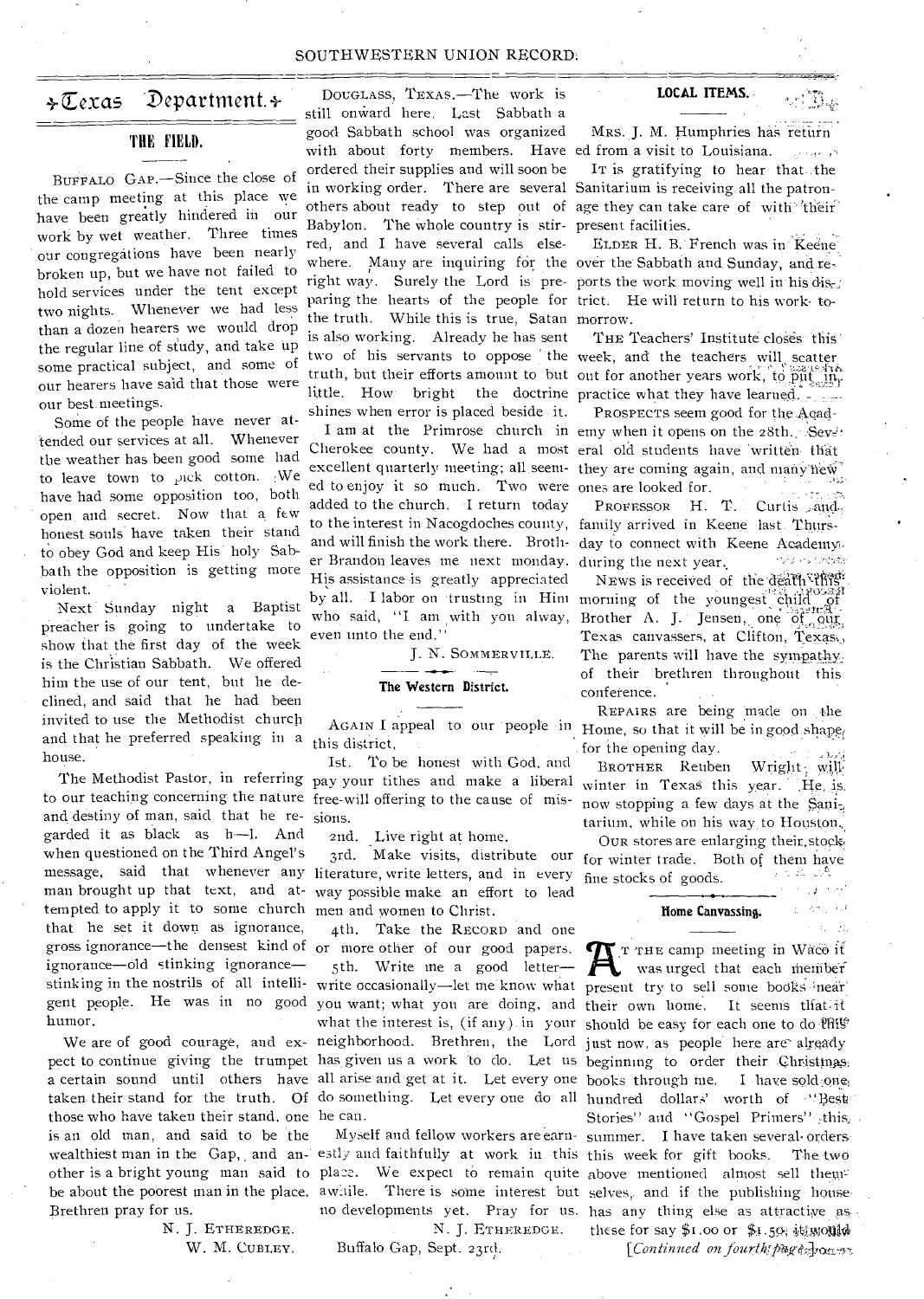# Texas Department.

## THE FIELD.

BUFFALO GAP.—Since the close of the camp meeting at this place we have been greatly hindered in our work by wet weather. Three times our congregations have been nearly broken up, but we have not failed to hold services under the tent except two nights. Whenever we had less than a dozen hearers we would drop the regular line of study, and take up some practical subject, and some of our hearers have said that those were our best meetings.

Some of the people have never attended our services at all. Whenever the weather has been good some had to leave town to pick cotton. We have had some opposition too, both open and secret. Now that a few honest souls have taken their stand to obey God and keep His holy Sabbath the opposition is getting more violent.

Next Sunday night a Baptist preacher is going to undertake to show that the first day of the week is the Christian Sabbath. We offered him the use of our tent, but he declined, and said that he had been invited to use the Methodist church and that he preferred speaking in a house.

The Methodist Pastor, in referring to our teaching concerning the nature and destiny of man, said that he regarded it as black as h—l. And when questioned on the Third Angel's message, said that whenever any man brought up that text, and attempted to apply it to some church that he set it down as ignorance, gross ignorance—the densest kind of ignorance—old stinking ignorance—stinking in the nostrils of all intelligent people. He was in no good humor.

We are of good courage, and expect to continue giving the trumpet a certain sound until others have taken their stand for the truth. Of those who have taken their stand, one is an old man, and said to be the wealthiest man in the Gap, and another is a bright young man said to be about the poorest man in the place. Brethren pray for us.

N. J. ETHEREDGE.
W. M. CUBLEY.

DOUGLASS, TEXAS.—The work is still onward here. Last Sabbath a good Sabbath school was organized with about forty members. Have ordered their supplies and will soon be in working order. There are several others about ready to step out of Babylon. The whole country is stirred, and I have several calls elsewhere. Many are inquiring for the right way. Surely the Lord is preparing the hearts of the people for the truth. While this is true, Satan is also working. Already he has sent two of his servants to oppose the truth, but their efforts amount to but little. How bright the doctrine shines when error is placed beside it.

I am at the Primrose church in Cherokee county. We had a most excellent quarterly meeting; all seemed to enjoy it so much. Two were added to the church. I return today to the interest in Nacogdoches county, and will finish the work there. Brother Brandon leaves me next monday. His assistance is greatly appreciated by all. I labor on trusting in Him who said, "I am with you alway, even unto the end."

J. N. SOMMERVILLE.

### The Western District.

AGAIN I appeal to our people in this district,

1st. To be honest with God, and pay your tithes and make a liberal free-will offering to the cause of missions.

2nd. Live right at home.

3rd. Make visits, distribute our literature, write letters, and in every way possible make an effort to lead men and women to Christ.

4th. Take the RECORD and one or more other of our good papers.

5th. Write me a good letter—write occasionally—let me know what you want; what you are doing, and what the interest is, (if any) in your neighborhood. Brethren, the Lord has given us a work to do. Let us all arise and get at it. Let every one do something. Let every one do all he can.

Myself and fellow workers are earnestly and faithfully at work in this place. We expect to remain quite awhile. There is some interest but no developments yet. Pray for us.

N. J. ETHEREDGE.

Buffalo Gap, Sept. 23rd.

## LOCAL ITEMS.

MRS. J. M. Humphries has returned from a visit to Louisiana.

IT is gratifying to hear that the Sanitarium is receiving all the patronage they can take care of with their present facilities.

ELDER H. B. French was in Keene over the Sabbath and Sunday, and reports the work moving well in his district. He will return to his work tomorrow.

THE Teachers' Institute closes this week, and the teachers will scatter out for another years work, to put in practice what they have learned.

PROSPECTS seem good for the Academy when it opens on the 28th. Several old students have written that they are coming again, and many new ones are looked for.

PROFESSOR H. T. Curtis and family arrived in Keene last Thursday to connect with Keene Academy during the next year.

NEWS is received of the death this morning of the youngest child of Brother A. J. Jensen, one of our Texas canvassers, at Clifton, Texas. The parents will have the sympathy of their brethren throughout this conference.

REPAIRS are being made on the Home, so that it will be in good shape for the opening day.

BROTHER Reuben Wright will winter in Texas this year. He is now stopping a few days at the Sanitarium, while on his way to Houston.

OUR stores are enlarging their stock for winter trade. Both of them have fine stocks of goods.

### Home Canvassing.

AT THE camp meeting in Waco it was urged that each member present try to sell some books near their own home. It seems that it should be easy for each one to do this just now, as people here are already beginning to order their Christmas books through me. I have sold one hundred dollars' worth of "Best Stories" and "Gospel Primers" this summer. I have taken several orders this week for gift books. The two above mentioned almost sell themselves, and if the publishing house has any thing else as attractive as these for say $1.00 or $1.50, it would

*[Continued on fourth page.]*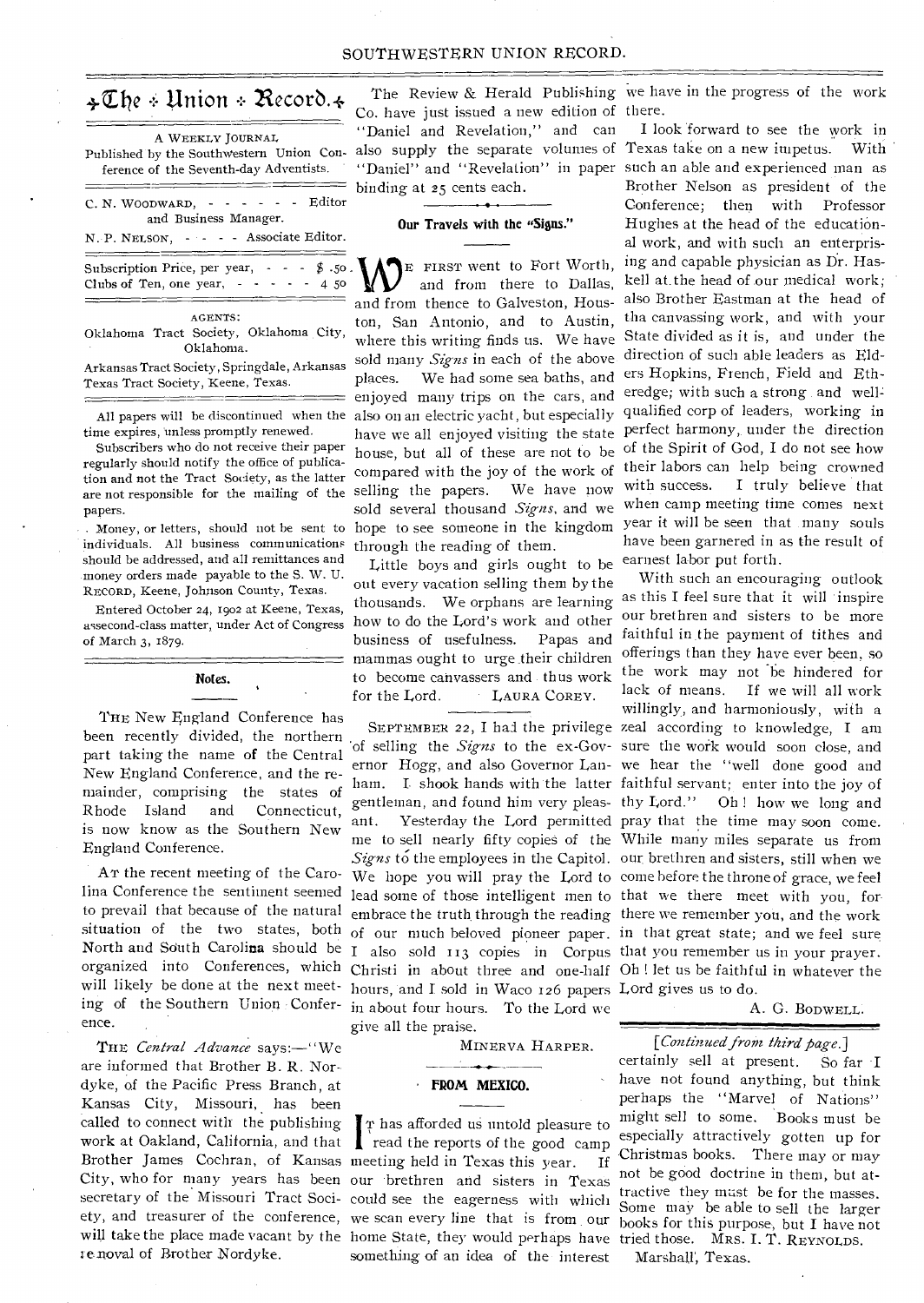# The Union Record.

A WEEKLY JOURNAL

Published by the Southwestern Union Conference of the Seventh-day Adventists.

C. N. WOODWARD, - - - - - - Editor and Business Manager.

N. P. NELSON, - - - - Associate Editor.

Subscription Price, per year, - - - $ .50
Clubs of Ten, one year, - - - - - 4 50

AGENTS:

Oklahoma Tract Society, Oklahoma City, Oklahoma.

Arkansas Tract Society, Springdale, Arkansas

Texas Tract Society, Keene, Texas.

All papers will be discontinued when the time expires, unless promptly renewed.

Subscribers who do not receive their paper regularly should notify the office of publication and not the Tract Society, as the latter are not responsible for the mailing of the papers.

Money, or letters, should not be sent to individuals. All business communications should be addressed, and all remittances and money orders made payable to the S. W. U. RECORD, Keene, Johnson County, Texas.

Entered October 24, 1902 at Keene, Texas, as second-class matter, under Act of Congress of March 3, 1879.

## Notes.

THE New England Conference has been recently divided, the northern part taking the name of the Central New England Conference, and the remainder, comprising the states of Rhode Island and Connecticut, is now know as the Southern New England Conference.

AT the recent meeting of the Carolina Conference the sentiment seemed to prevail that because of the natural situation of the two states, both North and South Carolina should be organized into Conferences, which will likely be done at the next meeting of the Southern Union Conference.

THE *Central Advance* says:—"We are informed that Brother B. R. Nordyke, of the Pacific Press Branch, at Kansas City, Missouri, has been called to connect with the publishing work at Oakland, California, and that Brother James Cochran, of Kansas City, who for many years has been secretary of the Missouri Tract Society, and treasurer of the conference, will take the place made vacant by the removal of Brother Nordyke.

The Review & Herald Publishing Co. have just issued a new edition of "Daniel and Revelation," and can also supply the separate volumes of "Daniel" and "Revelation" in paper binding at 25 cents each.

## Our Travels with the "Signs."

WE FIRST went to Fort Worth, and from there to Dallas, and from thence to Galveston, Houston, San Antonio, and to Austin, where this writing finds us. We have sold many *Signs* in each of the above places. We had some sea baths, and enjoyed many trips on the cars, and also on an electric yacht, but especially have we all enjoyed visiting the state house, but all of these are not to be compared with the joy of the work of selling the papers. We have now sold several thousand *Signs*, and we hope to see someone in the kingdom through the reading of them.

Little boys and girls ought to be out every vacation selling them by the thousands. We orphans are learning how to do the Lord's work and other business of usefulness. Papas and mammas ought to urge their children to become canvassers and thus work for the Lord. LAURA COREY.

SEPTEMBER 22, I had the privilege of selling the *Signs* to the ex-Governor Hogg, and also Governor Lanham. I shook hands with the latter gentleman, and found him very pleasant. Yesterday the Lord permitted me to sell nearly fifty copies of the *Signs* to the employees in the Capitol. We hope you will pray the Lord to lead some of those intelligent men to embrace the truth through the reading of our much beloved pioneer paper. I also sold 113 copies in Corpus Christi in about three and one-half hours, and I sold in Waco 126 papers in about four hours. To the Lord we give all the praise.

MINERVA HARPER.

## FROM MEXICO.

IT has afforded us untold pleasure to read the reports of the good camp meeting held in Texas this year. If our brethren and sisters in Texas could see the eagerness with which we scan every line that is from our home State, they would perhaps have something of an idea of the interest we have in the progress of the work there.

I look forward to see the work in Texas take on a new impetus. With such an able and experienced man as Brother Nelson as president of the Conference; then with Professor Hughes at the head of the educational work, and with such an enterprising and capable physician as Dr. Haskell at the head of our medical work; also Brother Eastman at the head of tha canvassing work, and with your State divided as it is, and under the direction of such able leaders as Elders Hopkins, French, Field and Etheredge; with such a strong and well-qualified corp of leaders, working in perfect harmony, under the direction of the Spirit of God, I do not see how their labors can help being crowned with success. I truly believe that when camp meeting time comes next year it will be seen that many souls have been garnered in as the result of earnest labor put forth.

With such an encouraging outlook as this I feel sure that it will inspire our brethren and sisters to be more faithful in the payment of tithes and offerings than they have ever been, so the work may not be hindered for lack of means. If we will all work willingly, and harmoniously, with a zeal according to knowledge, I am sure the work would soon close, and we hear the "well done good and faithful servant; enter into the joy of thy Lord." Oh! how we long and pray that the time may soon come. While many miles separate us from our brethren and sisters, still when we come before the throne of grace, we feel that we there meet with you, for there we remember you, and the work in that great state; and we feel sure that you remember us in your prayer. Oh! let us be faithful in whatever the Lord gives us to do.

A. G. BODWELL.

*[Continued from third page.]*

certainly sell at present. So far I have not found anything, but think perhaps the "Marvel of Nations" might sell to some. Books must be especially attractively gotten up for Christmas books. There may or may not be good doctrine in them, but attractive they must be for the masses. Some may be able to sell the larger books for this purpose, but I have not tried those. MRS. I. T. REYNOLDS.

Marshall, Texas.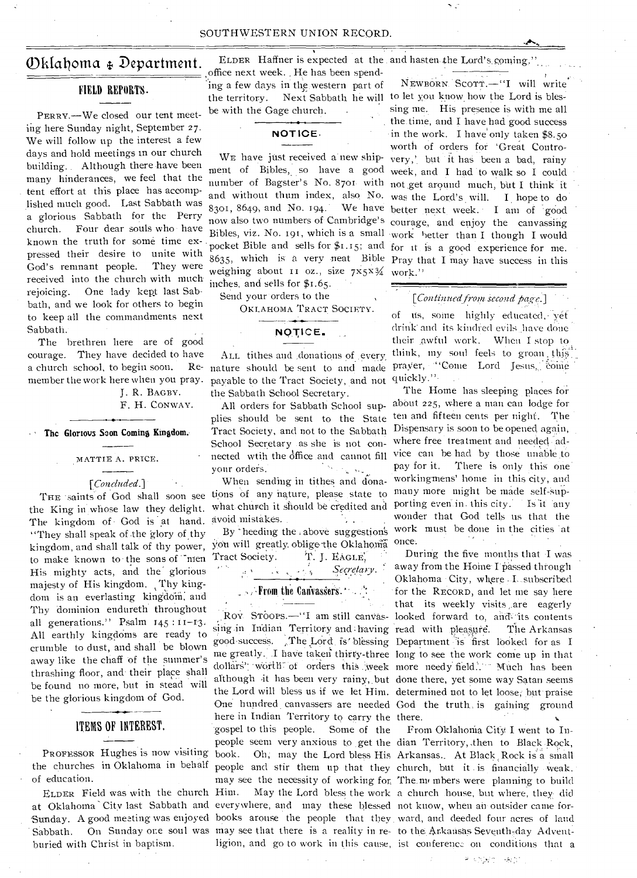# Oklahoma Department.

## FIELD REPORTS.

PERRY.—We closed our tent meeting here Sunday night, September 27. We will follow up the interest a few days and hold meetings in our church building. Although there have been many hinderances, we feel that the tent effort at this place has accomplished much good. Last Sabbath was a glorious Sabbath for the Perry church. Four dear souls who have known the truth for some time expressed their desire to unite with God's remnant people. They were received into the church with much rejoicing. One lady kept last Sabbath, and we look for others to begin to keep all the commandments next Sabbath.

The brethren here are of good courage. They have decided to have a church school, to begin soon. Remember the work here when you pray.

J. R. BAGBY.
F. H. CONWAY.

### The Glorious Soon Coming Kingdom.

MATTIE A. PRICE.

*[Concluded.]*

THE saints of God shall soon see the King in whose law they delight. The kingdom of God is at hand. "They shall speak of the glory of thy kingdom, and shall talk of thy power, to make known to the sons of men His mighty acts, and the glorious majesty of His kingdom. Thy kingdom is an everlasting kingdom, and Thy dominion endureth throughout all generations." Psalm 145 : 11-13. All earthly kingdoms are ready to crumble to dust, and shall be blown away like the chaff of the summer's thrashing floor, and their place shall be found no more, but in stead will be the glorious kingdom of God.

## ITEMS OF INTEREST.

PROFESSOR Hughes is now visiting the churches in Oklahoma in behalf of education.

ELDER Field was with the church at Oklahoma City last Sabbath and Sunday. A good meeting was enjoyed Sabbath. On Sunday one soul was buried with Christ in baptism.

ELDER Haffner is expected at the office next week. He has been spending a few days in the western part of the territory. Next Sabbath he will be with the Gage church.

### NOTICE.

WE have just received a new shipment of Bibles, so have a good number of Bagster's No. 8701 with and without thum index, also No. 8301, 8649, and No. 194. We have now also two numbers of Cambridge's Bibles, viz. No. 191, which is a small pocket Bible and sells for $1.15; and 8635, which is a very neat Bible weighing about 11 oz., size 7x5x¾ inches, and sells for $1.65.

Send your orders to the

OKLAHOMA TRACT SOCIETY.

### NOTICE.

ALL tithes and donations of every nature should be sent to and made payable to the Tract Society, and not the Sabbath School Secretary.

All orders for Sabbath School supplies should be sent to the State Tract Society, and not to the Sabbath School Secretary as she is not connected wtih the office and cannot fill your orders.

When sending in tithes and donations of any nature, please state to what church it should be credited and avoid mistakes.

By heeding the above suggestions you will greatly oblige the Oklahoma Tract Society.

T. J. EAGLE,
*Secretary.*

### From the Canvassers.

ROY STOOPS.—"I am still canvassing in Indian Territory and having good success. The Lord is blessing me greatly. I have taken thirty-three dollars' worth of orders this week although it has been very rainy, but the Lord will bless us if we let Him. One hundred canvassers are needed here in Indian Territory to carry the gospel to this people. Some of the people seem very anxious to get the book. Oh, may the Lord bless His people and stir them up that they may see the necessity of working for Him. May the Lord bless the work everywhere, and may these blessed books arouse the people that they may see that there is a reality in religion, and go to work in this cause, and hasten the Lord's coming."

NEWBORN SCOTT.—"I will write to let you know how the Lord is blessing me. His presence is with me all the time, and I have had good success in the work. I have only taken $8.50 worth of orders for 'Great Controvery,' but it has been a bad, rainy week, and I had to walk so I could not get around much, but I think it was the Lord's will. I hope to do better next week. I am of good courage, and enjoy the canvassing work better than I though I would for it is a good experience for me. Pray that I may have success in this work."

*[Continued from second page.]*

of us, some highly educated, yet drink and its kindred evils have done their awful work. When I stop to think, my soul feels to groan this prayer, "Come Lord Jesus, come quickly."

The Home has sleeping places for about 225, where a man can lodge for ten and fifteen cents per night. The Dispensary is soon to be opened again, where free treatment and needed advice can be had by those unable to pay for it. There is only this one workingmens' home in this city, and many more might be made self-supporting even in this city. Is it any wonder that God tells us that the work must be done in the cities at once.

During the five months that I was away from the Home I passed through Oklahoma City, where I subscribed for the RECORD, and let me say here that its weekly visits are eagerly looked forward to, and its contents read with pleasure. The Arkansas Department is first looked for as I long to see the work come up in that more needy field. Much has been done there, yet some way Satan seems determined not to let loose, but praise God the truth is gaining ground there.

From Oklahoma City I went to Indian Territory, then to Black Rock, Arkansas. At Black Rock is a small church, but it is financially weak. The members were planning to build a church house, but where, they did not know, when an outsider came forward, and deeded four acres of land to the Arkansas Seventh-day Adventist conference on conditions that a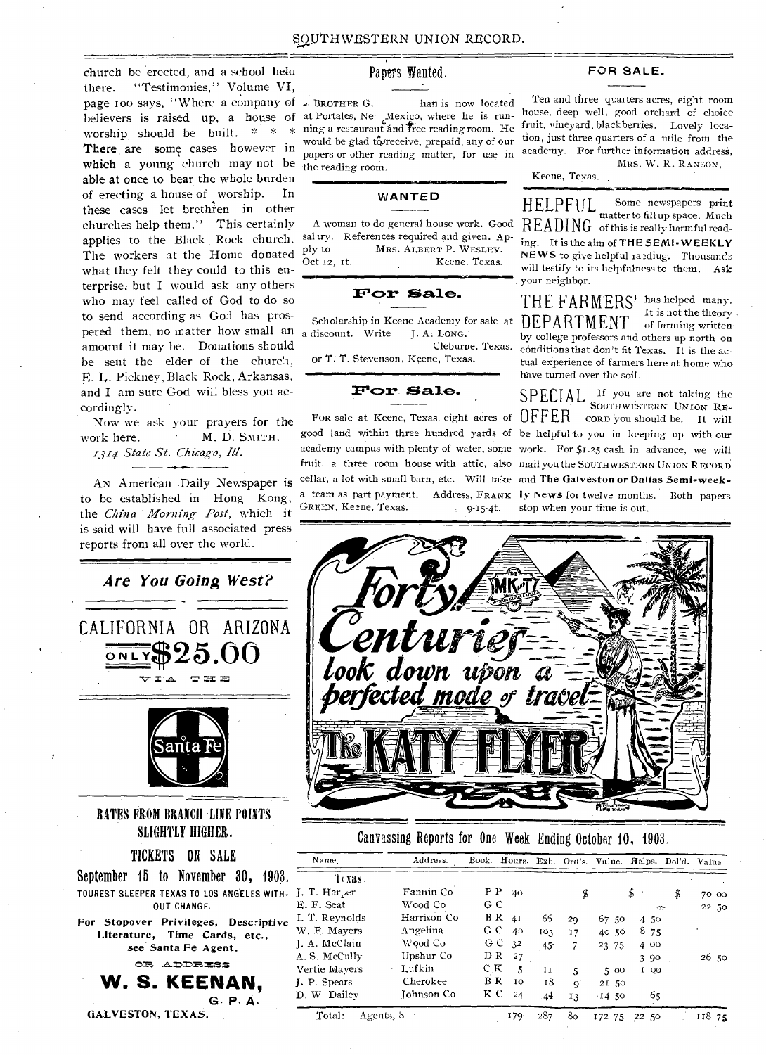church be erected, and a school held there. "Testimonies," Volume VI, page 100 says, "Where a company of believers is raised up, a house of worship should be built. * * * There are some cases however in which a young church may not be able at once to bear the whole burden of erecting a house of worship. In these cases let brethren in other churches help them." This certainly applies to the Black Rock church. The workers at the Home donated what they felt they could to this enterprise, but I would ask any others who may feel called of God to do so to send according as God has prospered them, no matter how small an amount it may be. Donations should be sent the elder of the church, E. L. Pickney, Black Rock, Arkansas, and I am sure God will bless you accordingly.

Now we ask your prayers for the work here. M. D. SMITH.

*1314 State St. Chicago, Ill.*

---

AN American Daily Newspaper is to be established in Hong Kong, the *China Morning Post*, which it is said will have full associated press reports from all over the world.

---

## *Are You Going West?*

## CALIFORNIA OR ARIZONA

## ONLY $25.00

VIA THE

Santa Fe

### RATES FROM BRANCH LINE POINTS SLIGHTLY HIGHER.

### TICKETS ON SALE

### September 15 to November 30, 1903.

TOUREST SLEEPER TEXAS TO LOS ANGELES WITHOUT CHANGE.

**For Stopover Privileges, Descriptive Literature, Time Cards, etc., see Santa Fe Agent.**

OR ADDRESS

**W. S. KEENAN,**
G. P. A.
GALVESTON, TEXAS.

---

## Papers Wanted.

BROTHER G. han is now located at Portales, New Mexico, where he is running a restaurant and free reading room. He would be glad to receive, prepaid, any of our papers or other reading matter, for use in the reading room.

---

## WANTED

A woman to do general house work. Good salary. References required and given. Apply to MRS. ALBERT P. WESLEY.
Oct 12, 1t. Keene, Texas.

---

## For Sale.

Scholarship in Keene Academy for sale at a discount. Write J. A. LONG. Cleburne, Texas.
or T. T. Stevenson, Keene, Texas.

---

## For Sale.

FOR sale at Keene, Texas, eight acres of good land within three hundred yards of academy campus with plenty of water, some fruit, a three room house with attic, also cellar, a lot with small barn, etc. Will take a team as part payment. Address, FRANK GREEN, Keene, Texas. 9-15-4t.

---

## FOR SALE.

Ten and three quarters acres, eight room house, deep well, good orchard of choice fruit, vineyard, blackberries. Lovely location, just three quarters of a mile from the academy. For further information address,

MRS. W. R. RANSON,
Keene, Texas.

---

**HELPFUL READING** Some newspapers print matter to fill up space. Much of this is really harmful reading. It is the aim of **THE SEMI-WEEKLY NEWS** to give helpful reading. Thousands will testify to its helpfulness to them. Ask your neighbor.

**THE FARMERS' DEPARTMENT** has helped many. It is not the theory of farming written by college professors and others up north on conditions that don't fit Texas. It is the actual experience of farmers here at home who have turned over the soil.

**SPECIAL OFFER** If you are not taking the SOUTHWESTERN UNION RECORD you should be. It will be helpful to you in keeping up with our work. For $1.25 cash in advance, we will mail you the SOUTHWESTERN UNION RECORD and **The Galveston or Dallas Semi-weekly News** for twelve months. Both papers stop when your time is out.

---

*Forty Centuries look down upon a perfected mode of travel*

THE KATY FLYER

---

## Canvassing Reports for One Week Ending October 10, 1903.

| Name. | Address. | Book. | Hours. | Exh. | Ord's. | Value. | Helps. | Del'd. | Value |
|---|---|---|---|---|---|---|---|---|---|
| Texas. | | | | | | | | | |
| J. T. Harper | Fannin Co | P P | 40 | | | $ | $ | $ | 70 00 |
| E. F. Seat | Wood Co | G C | | | | | | | 22 50 |
| I. T. Reynolds | Harrison Co | B R | 41 | 66 | 29 | 67 50 | 4 50 | | |
| W. F. Mayers | Angelina | G C | 40 | 103 | 17 | 40 50 | 8 75 | | |
| J. A. McClain | Wood Co | G C | 32 | 45 | 7 | 23 75 | 4 00 | | |
| A. S. McCully | Upshur Co | D R | 27 | | | | 3 90 | | 26 50 |
| Vertie Mayers | Lufkin | C K | 5 | 11 | 5 | 5 00 | 1 00 | | |
| J. P. Spears | Cherokee | B R | 10 | 18 | 9 | 21 50 | | | |
| D. W. Dailey | Johnson Co | K C | 24 | 44 | 13 | 14 50 | 65 | | |
| Total: Agents, 8 | | | 179 | 287 | 80 | 172 75 | 22 50 | | 118 75 |